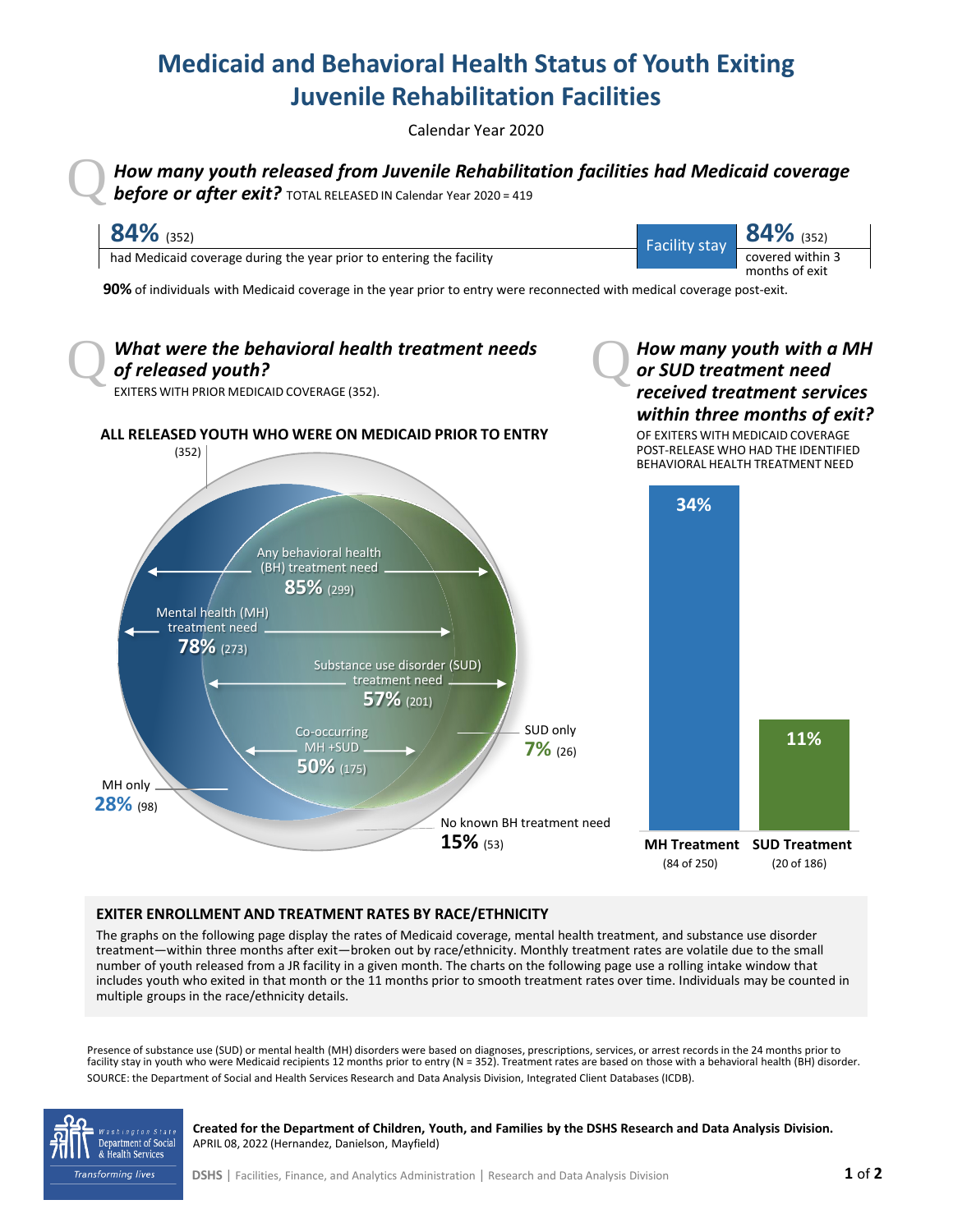# Medicaid and Behavioral Health Status of Youth Exiting Juvenile Rehabilitation Facilities

Calendar Year 2020

## *How many youth released from Juvenile Rehabilitation facilities had Medicaid coverage before or after exit?* TOTAL RELEASED IN Calendar Year 2020 = 419

**84%** (352)
had Medicaid coverage during the year prior to entering the facility

Facility stay

**84%** (352)
covered within 3 months of exit

**90%** of individuals with Medicaid coverage in the year prior to entry were reconnected with medical coverage post-exit.

## *What were the behavioral health treatment needs of released youth?*

EXITERS WITH PRIOR MEDICAID COVERAGE (352).

**ALL RELEASED YOUTH WHO WERE ON MEDICAID PRIOR TO ENTRY**

(352)

- Any behavioral health (BH) treatment need **85%** (299)
- Mental health (MH) treatment need **78%** (273)
- Substance use disorder (SUD) treatment need **57%** (201)
- Co-occurring MH +SUD **50%** (175)
- SUD only **7%** (26)
- MH only **28%** (98)
- No known BH treatment need **15%** (53)

## *How many youth with a MH or SUD treatment need received treatment services within three months of exit?*

OF EXITERS WITH MEDICAID COVERAGE POST-RELEASE WHO HAD THE IDENTIFIED BEHAVIORAL HEALTH TREATMENT NEED

| | MH Treatment | SUD Treatment |
|---|---|---|
| Rate | 34% | 11% |
| Count | (84 of 250) | (20 of 186) |

### EXITER ENROLLMENT AND TREATMENT RATES BY RACE/ETHNICITY

The graphs on the following page display the rates of Medicaid coverage, mental health treatment, and substance use disorder treatment—within three months after exit—broken out by race/ethnicity. Monthly treatment rates are volatile due to the small number of youth released from a JR facility in a given month. The charts on the following page use a rolling intake window that includes youth who exited in that month or the 11 months prior to smooth treatment rates over time. Individuals may be counted in multiple groups in the race/ethnicity details.

Presence of substance use (SUD) or mental health (MH) disorders were based on diagnoses, prescriptions, services, or arrest records in the 24 months prior to facility stay in youth who were Medicaid recipients 12 months prior to entry (N = 352). Treatment rates are based on those with a behavioral health (BH) disorder.
SOURCE: the Department of Social and Health Services Research and Data Analysis Division, Integrated Client Databases (ICDB).

**Created for the Department of Children, Youth, and Families by the DSHS Research and Data Analysis Division.**
APRIL 08, 2022 (Hernandez, Danielson, Mayfield)

DSHS | Facilities, Finance, and Analytics Administration | Research and Data Analysis Division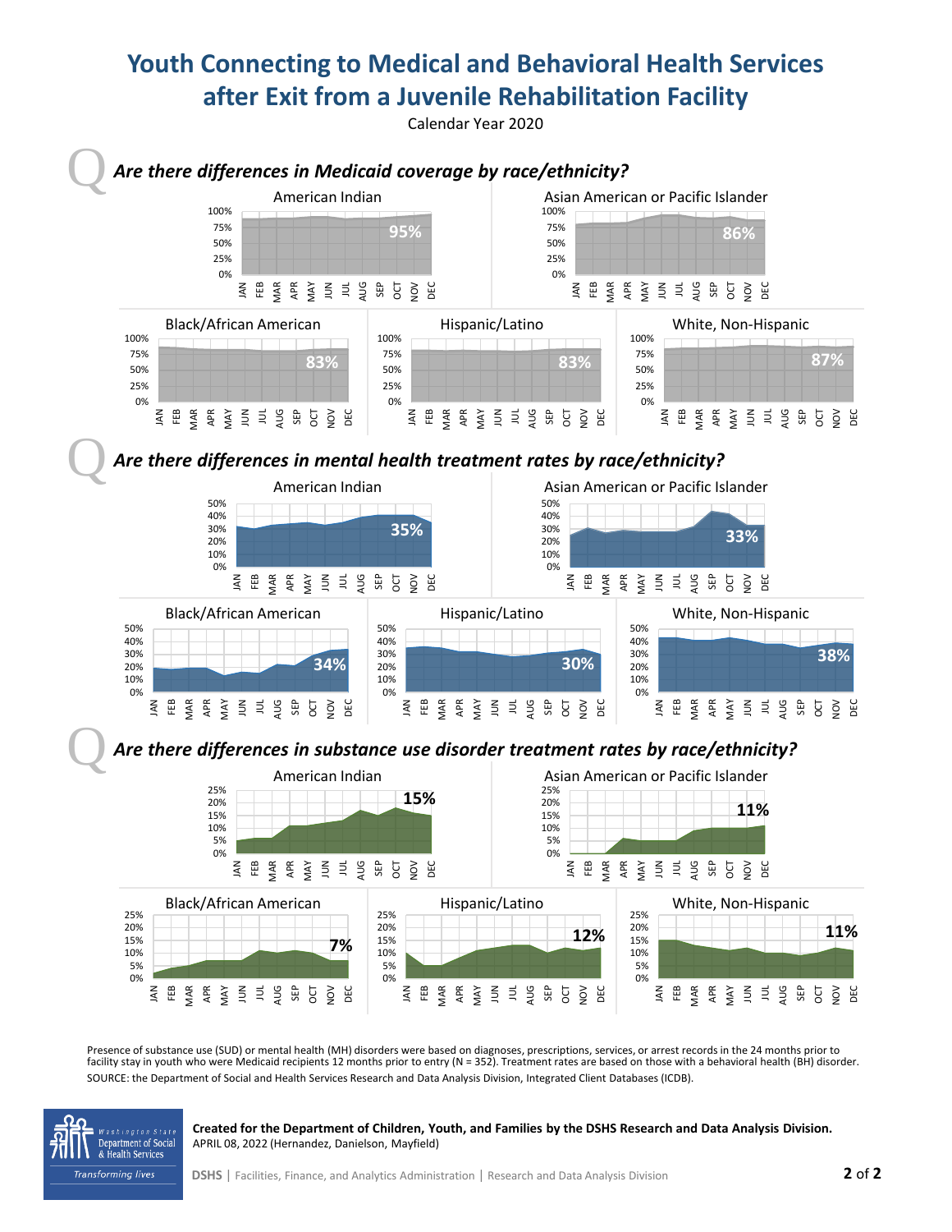# Youth Connecting to Medical and Behavioral Health Services after Exit from a Juvenile Rehabilitation Facility

Calendar Year 2020

## *Are there differences in Medicaid coverage by race/ethnicity?*

American Indian
95%

Asian American or Pacific Islander
86%

Black/African American
83%

Hispanic/Latino
83%

White, Non-Hispanic
87%

## *Are there differences in mental health treatment rates by race/ethnicity?*

American Indian
35%

Asian American or Pacific Islander
33%

Black/African American
34%

Hispanic/Latino
30%

White, Non-Hispanic
38%

## *Are there differences in substance use disorder treatment rates by race/ethnicity?*

American Indian
15%

Asian American or Pacific Islander
11%

Black/African American
7%

Hispanic/Latino
12%

White, Non-Hispanic
11%

Presence of substance use (SUD) or mental health (MH) disorders were based on diagnoses, prescriptions, services, or arrest records in the 24 months prior to facility stay in youth who were Medicaid recipients 12 months prior to entry (N = 352). Treatment rates are based on those with a behavioral health (BH) disorder.

SOURCE: the Department of Social and Health Services Research and Data Analysis Division, Integrated Client Databases (ICDB).

**Created for the Department of Children, Youth, and Families by the DSHS Research and Data Analysis Division.**
APRIL 08, 2022 (Hernandez, Danielson, Mayfield)